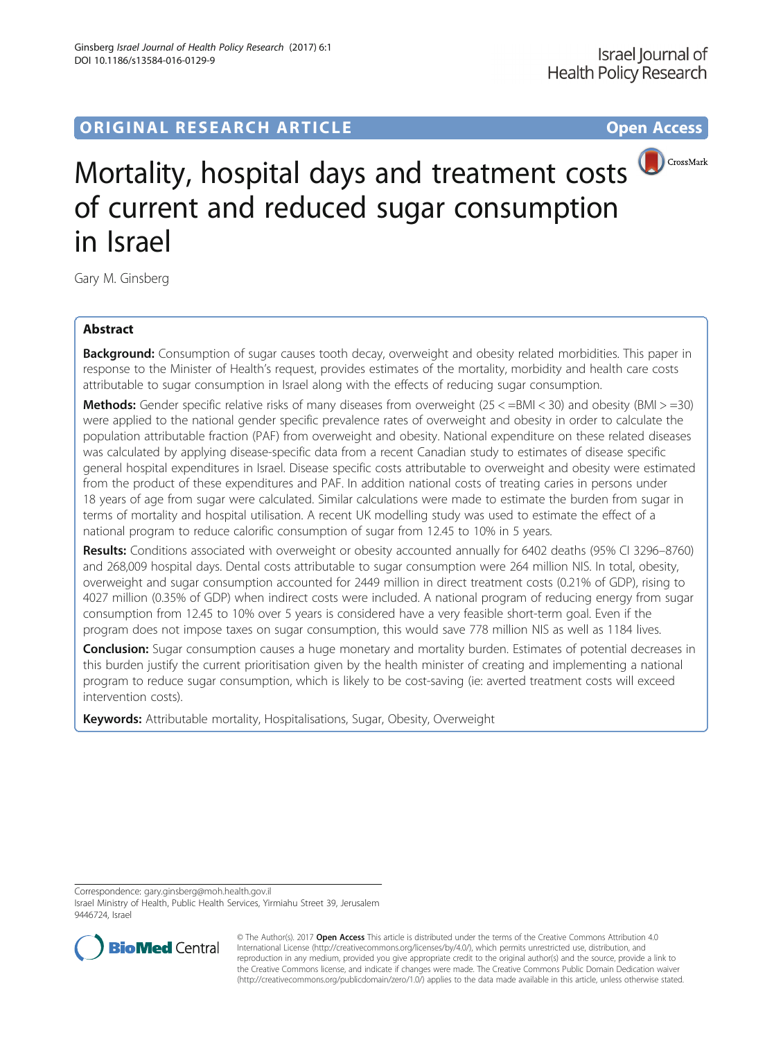ORIGINAL RESEARCH ARTICLE

Open Access

# Mortality, hospital days and treatment costs of current and reduced sugar consumption in Israel

Gary M. Ginsberg

## Abstract

**Background:** Consumption of sugar causes tooth decay, overweight and obesity related morbidities. This paper in response to the Minister of Health's request, provides estimates of the mortality, morbidity and health care costs attributable to sugar consumption in Israel along with the effects of reducing sugar consumption.

**Methods:** Gender specific relative risks of many diseases from overweight (25 < =BMI < 30) and obesity (BMI > =30) were applied to the national gender specific prevalence rates of overweight and obesity in order to calculate the population attributable fraction (PAF) from overweight and obesity. National expenditure on these related diseases was calculated by applying disease-specific data from a recent Canadian study to estimates of disease specific general hospital expenditures in Israel. Disease specific costs attributable to overweight and obesity were estimated from the product of these expenditures and PAF. In addition national costs of treating caries in persons under 18 years of age from sugar were calculated. Similar calculations were made to estimate the burden from sugar in terms of mortality and hospital utilisation. A recent UK modelling study was used to estimate the effect of a national program to reduce calorific consumption of sugar from 12.45 to 10% in 5 years.

**Results:** Conditions associated with overweight or obesity accounted annually for 6402 deaths (95% CI 3296–8760) and 268,009 hospital days. Dental costs attributable to sugar consumption were 264 million NIS. In total, obesity, overweight and sugar consumption accounted for 2449 million in direct treatment costs (0.21% of GDP), rising to 4027 million (0.35% of GDP) when indirect costs were included. A national program of reducing energy from sugar consumption from 12.45 to 10% over 5 years is considered have a very feasible short-term goal. Even if the program does not impose taxes on sugar consumption, this would save 778 million NIS as well as 1184 lives.

**Conclusion:** Sugar consumption causes a huge monetary and mortality burden. Estimates of potential decreases in this burden justify the current prioritisation given by the health minister of creating and implementing a national program to reduce sugar consumption, which is likely to be cost-saving (ie: averted treatment costs will exceed intervention costs).

**Keywords:** Attributable mortality, Hospitalisations, Sugar, Obesity, Overweight

Correspondence: gary.ginsberg@moh.health.gov.il
Israel Ministry of Health, Public Health Services, Yirmiahu Street 39, Jerusalem 9446724, Israel

© The Author(s). 2017 **Open Access** This article is distributed under the terms of the Creative Commons Attribution 4.0 International License (http://creativecommons.org/licenses/by/4.0/), which permits unrestricted use, distribution, and reproduction in any medium, provided you give appropriate credit to the original author(s) and the source, provide a link to the Creative Commons license, and indicate if changes were made. The Creative Commons Public Domain Dedication waiver (http://creativecommons.org/publicdomain/zero/1.0/) applies to the data made available in this article, unless otherwise stated.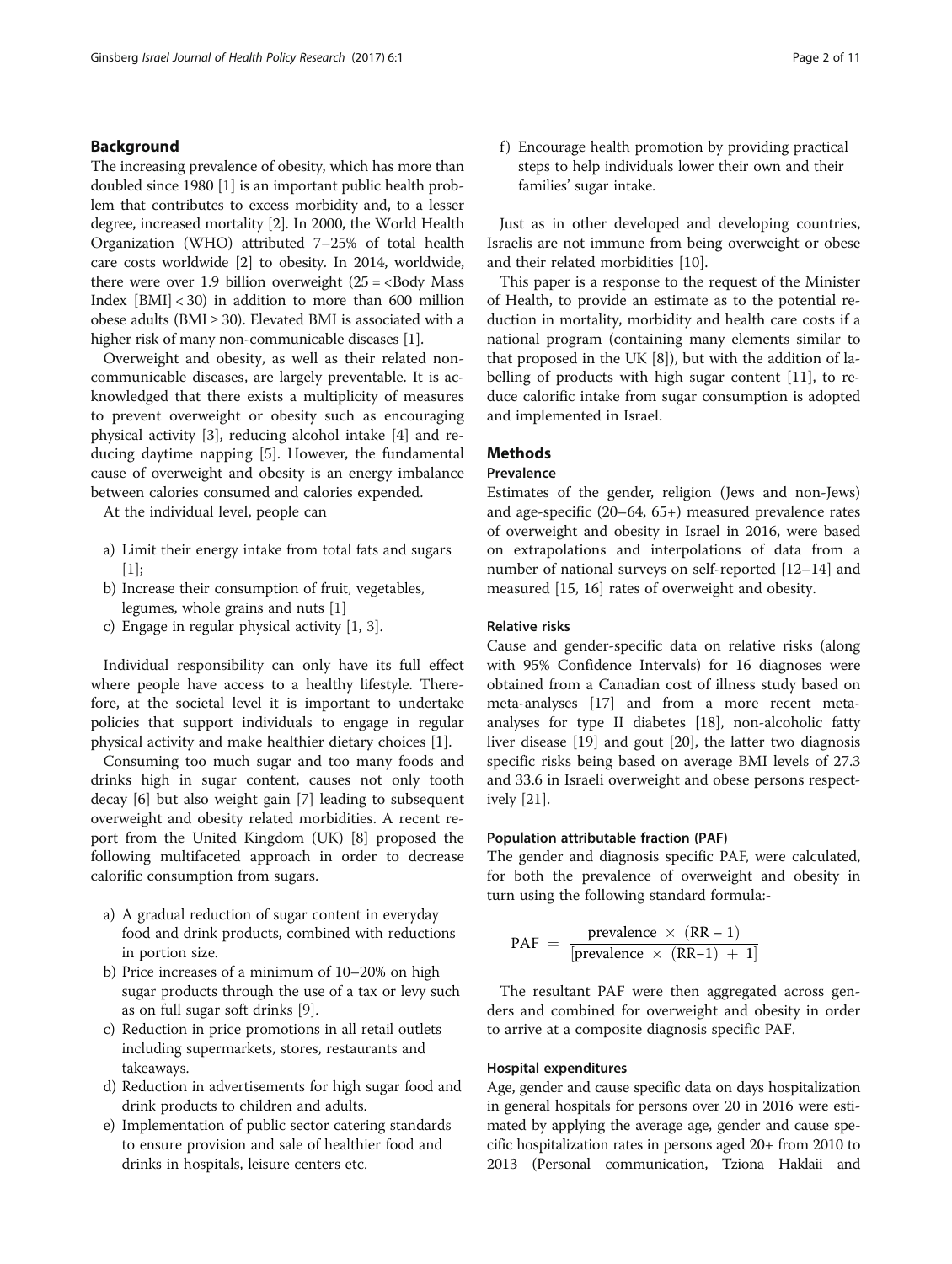## Background

The increasing prevalence of obesity, which has more than doubled since 1980 [1] is an important public health problem that contributes to excess morbidity and, to a lesser degree, increased mortality [2]. In 2000, the World Health Organization (WHO) attributed 7–25% of total health care costs worldwide [2] to obesity. In 2014, worldwide, there were over 1.9 billion overweight (25 = <Body Mass Index [BMI] < 30) in addition to more than 600 million obese adults (BMI ≥ 30). Elevated BMI is associated with a higher risk of many non-communicable diseases [1].

Overweight and obesity, as well as their related non-communicable diseases, are largely preventable. It is acknowledged that there exists a multiplicity of measures to prevent overweight or obesity such as encouraging physical activity [3], reducing alcohol intake [4] and reducing daytime napping [5]. However, the fundamental cause of overweight and obesity is an energy imbalance between calories consumed and calories expended.

At the individual level, people can

a) Limit their energy intake from total fats and sugars [1];
b) Increase their consumption of fruit, vegetables, legumes, whole grains and nuts [1]
c) Engage in regular physical activity [1, 3].

Individual responsibility can only have its full effect where people have access to a healthy lifestyle. Therefore, at the societal level it is important to undertake policies that support individuals to engage in regular physical activity and make healthier dietary choices [1].

Consuming too much sugar and too many foods and drinks high in sugar content, causes not only tooth decay [6] but also weight gain [7] leading to subsequent overweight and obesity related morbidities. A recent report from the United Kingdom (UK) [8] proposed the following multifaceted approach in order to decrease calorific consumption from sugars.

a) A gradual reduction of sugar content in everyday food and drink products, combined with reductions in portion size.
b) Price increases of a minimum of 10–20% on high sugar products through the use of a tax or levy such as on full sugar soft drinks [9].
c) Reduction in price promotions in all retail outlets including supermarkets, stores, restaurants and takeaways.
d) Reduction in advertisements for high sugar food and drink products to children and adults.
e) Implementation of public sector catering standards to ensure provision and sale of healthier food and drinks in hospitals, leisure centers etc.
f) Encourage health promotion by providing practical steps to help individuals lower their own and their families' sugar intake.

Just as in other developed and developing countries, Israelis are not immune from being overweight or obese and their related morbidities [10].

This paper is a response to the request of the Minister of Health, to provide an estimate as to the potential reduction in mortality, morbidity and health care costs if a national program (containing many elements similar to that proposed in the UK [8]), but with the addition of labelling of products with high sugar content [11], to reduce calorific intake from sugar consumption is adopted and implemented in Israel.

## Methods

### Prevalence

Estimates of the gender, religion (Jews and non-Jews) and age-specific (20–64, 65+) measured prevalence rates of overweight and obesity in Israel in 2016, were based on extrapolations and interpolations of data from a number of national surveys on self-reported [12–14] and measured [15, 16] rates of overweight and obesity.

### Relative risks

Cause and gender-specific data on relative risks (along with 95% Confidence Intervals) for 16 diagnoses were obtained from a Canadian cost of illness study based on meta-analyses [17] and from a more recent meta-analyses for type II diabetes [18], non-alcoholic fatty liver disease [19] and gout [20], the latter two diagnosis specific risks being based on average BMI levels of 27.3 and 33.6 in Israeli overweight and obese persons respectively [21].

### Population attributable fraction (PAF)

The gender and diagnosis specific PAF, were calculated, for both the prevalence of overweight and obesity in turn using the following standard formula:-

$$\text{PAF} = \frac{\text{prevalence} \times (\text{RR} - 1)}{[\text{prevalence} \times (\text{RR}-1) + 1]}$$

The resultant PAF were then aggregated across genders and combined for overweight and obesity in order to arrive at a composite diagnosis specific PAF.

### Hospital expenditures

Age, gender and cause specific data on days hospitalization in general hospitals for persons over 20 in 2016 were estimated by applying the average age, gender and cause specific hospitalization rates in persons aged 20+ from 2010 to 2013 (Personal communication, Tziona Haklaii and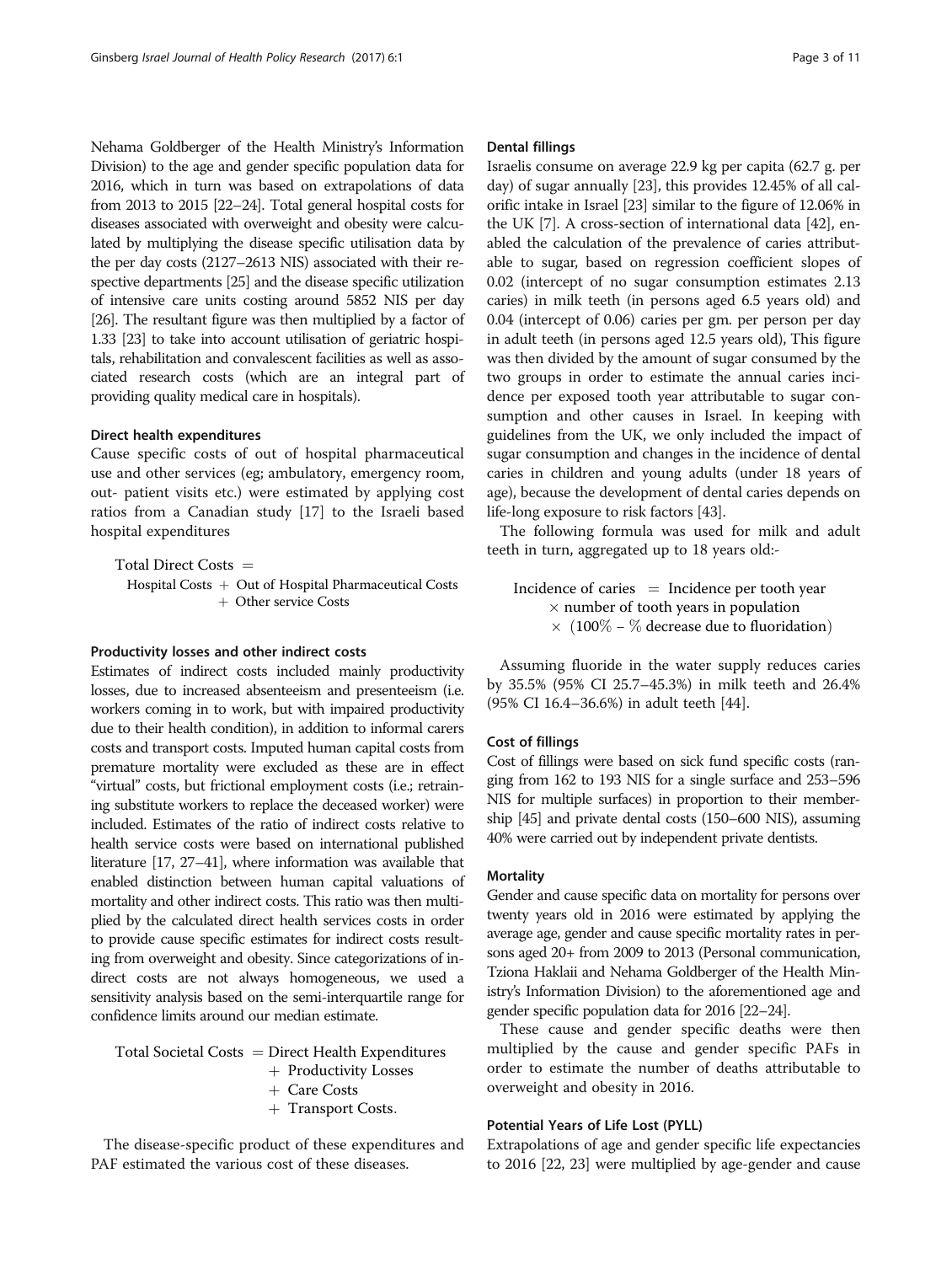Nehama Goldberger of the Health Ministry's Information Division) to the age and gender specific population data for 2016, which in turn was based on extrapolations of data from 2013 to 2015 [22–24]. Total general hospital costs for diseases associated with overweight and obesity were calculated by multiplying the disease specific utilisation data by the per day costs (2127–2613 NIS) associated with their respective departments [25] and the disease specific utilization of intensive care units costing around 5852 NIS per day [26]. The resultant figure was then multiplied by a factor of 1.33 [23] to take into account utilisation of geriatric hospitals, rehabilitation and convalescent facilities as well as associated research costs (which are an integral part of providing quality medical care in hospitals).

#### Direct health expenditures

Cause specific costs of out of hospital pharmaceutical use and other services (eg; ambulatory, emergency room, out- patient visits etc.) were estimated by applying cost ratios from a Canadian study [17] to the Israeli based hospital expenditures

$$\text{Total Direct Costs} = \text{Hospital Costs} + \text{Out of Hospital Pharmaceutical Costs} + \text{Other service Costs}$$

#### Productivity losses and other indirect costs

Estimates of indirect costs included mainly productivity losses, due to increased absenteeism and presenteeism (i.e. workers coming in to work, but with impaired productivity due to their health condition), in addition to informal carers costs and transport costs. Imputed human capital costs from premature mortality were excluded as these are in effect "virtual" costs, but frictional employment costs (i.e.; retraining substitute workers to replace the deceased worker) were included. Estimates of the ratio of indirect costs relative to health service costs were based on international published literature [17, 27–41], where information was available that enabled distinction between human capital valuations of mortality and other indirect costs. This ratio was then multiplied by the calculated direct health services costs in order to provide cause specific estimates for indirect costs resulting from overweight and obesity. Since categorizations of indirect costs are not always homogeneous, we used a sensitivity analysis based on the semi-interquartile range for confidence limits around our median estimate.

$$\text{Total Societal Costs} = \text{Direct Health Expenditures} + \text{Productivity Losses} + \text{Care Costs} + \text{Transport Costs}.$$

The disease-specific product of these expenditures and PAF estimated the various cost of these diseases.

#### Dental fillings

Israelis consume on average 22.9 kg per capita (62.7 g. per day) of sugar annually [23], this provides 12.45% of all calorific intake in Israel [23] similar to the figure of 12.06% in the UK [7]. A cross-section of international data [42], enabled the calculation of the prevalence of caries attributable to sugar, based on regression coefficient slopes of 0.02 (intercept of no sugar consumption estimates 2.13 caries) in milk teeth (in persons aged 6.5 years old) and 0.04 (intercept of 0.06) caries per gm. per person per day in adult teeth (in persons aged 12.5 years old), This figure was then divided by the amount of sugar consumed by the two groups in order to estimate the annual caries incidence per exposed tooth year attributable to sugar consumption and other causes in Israel. In keeping with guidelines from the UK, we only included the impact of sugar consumption and changes in the incidence of dental caries in children and young adults (under 18 years of age), because the development of dental caries depends on life-long exposure to risk factors [43].

The following formula was used for milk and adult teeth in turn, aggregated up to 18 years old:-

$$\text{Incidence of caries} = \text{Incidence per tooth year} \times \text{number of tooth years in population} \times (100\% - \%\text{ decrease due to fluoridation})$$

Assuming fluoride in the water supply reduces caries by 35.5% (95% CI 25.7–45.3%) in milk teeth and 26.4% (95% CI 16.4–36.6%) in adult teeth [44].

#### Cost of fillings

Cost of fillings were based on sick fund specific costs (ranging from 162 to 193 NIS for a single surface and 253–596 NIS for multiple surfaces) in proportion to their membership [45] and private dental costs (150–600 NIS), assuming 40% were carried out by independent private dentists.

#### Mortality

Gender and cause specific data on mortality for persons over twenty years old in 2016 were estimated by applying the average age, gender and cause specific mortality rates in persons aged 20+ from 2009 to 2013 (Personal communication, Tziona Haklaii and Nehama Goldberger of the Health Ministry's Information Division) to the aforementioned age and gender specific population data for 2016 [22–24].

These cause and gender specific deaths were then multiplied by the cause and gender specific PAFs in order to estimate the number of deaths attributable to overweight and obesity in 2016.

#### Potential Years of Life Lost (PYLL)

Extrapolations of age and gender specific life expectancies to 2016 [22, 23] were multiplied by age-gender and cause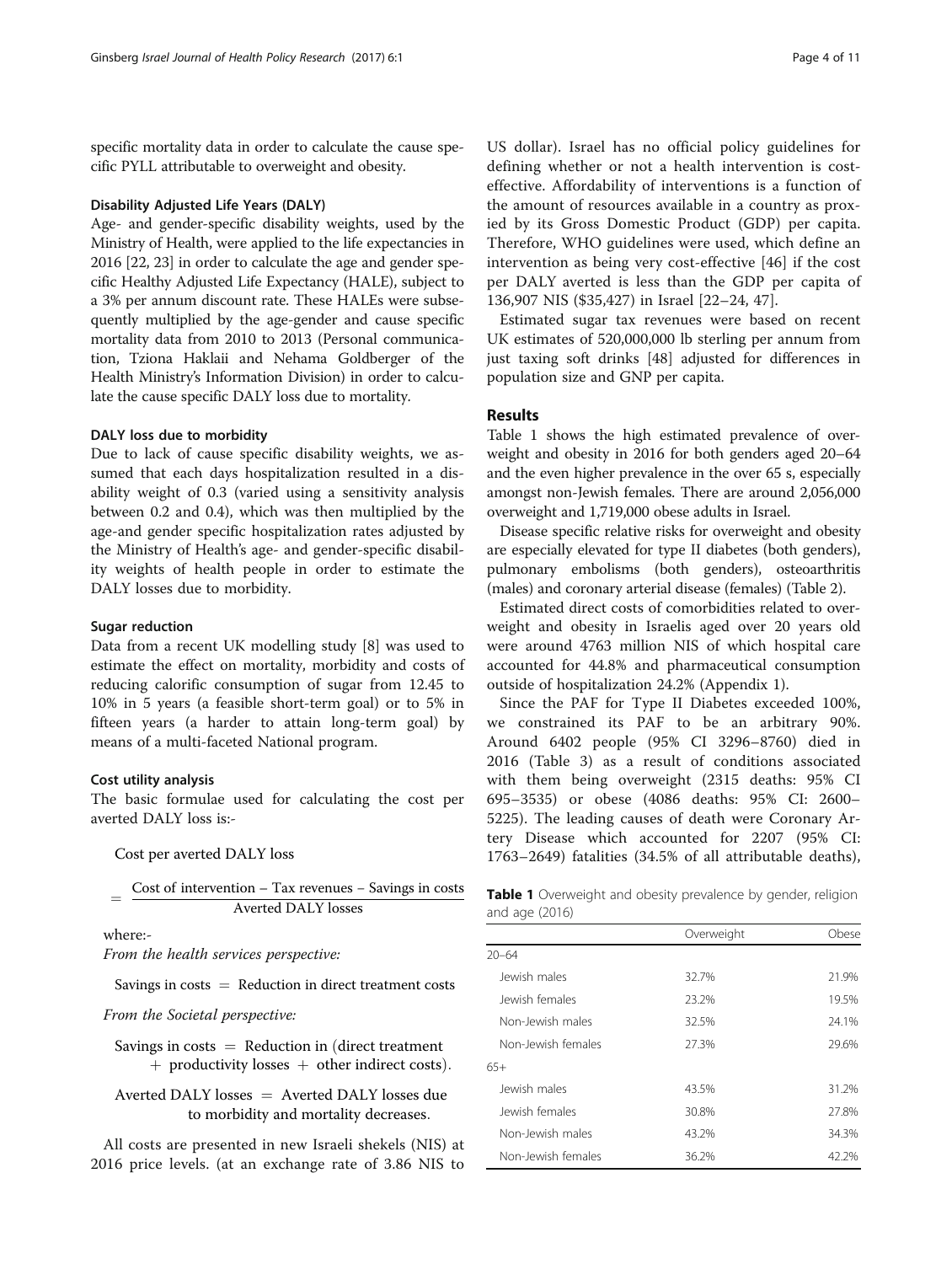specific mortality data in order to calculate the cause specific PYLL attributable to overweight and obesity.

### Disability Adjusted Life Years (DALY)

Age- and gender-specific disability weights, used by the Ministry of Health, were applied to the life expectancies in 2016 [22, 23] in order to calculate the age and gender specific Healthy Adjusted Life Expectancy (HALE), subject to a 3% per annum discount rate. These HALEs were subsequently multiplied by the age-gender and cause specific mortality data from 2010 to 2013 (Personal communication, Tziona Haklaii and Nehama Goldberger of the Health Ministry's Information Division) in order to calculate the cause specific DALY loss due to mortality.

### DALY loss due to morbidity

Due to lack of cause specific disability weights, we assumed that each days hospitalization resulted in a disability weight of 0.3 (varied using a sensitivity analysis between 0.2 and 0.4), which was then multiplied by the age-and gender specific hospitalization rates adjusted by the Ministry of Health's age- and gender-specific disability weights of health people in order to estimate the DALY losses due to morbidity.

### Sugar reduction

Data from a recent UK modelling study [8] was used to estimate the effect on mortality, morbidity and costs of reducing calorific consumption of sugar from 12.45 to 10% in 5 years (a feasible short-term goal) or to 5% in fifteen years (a harder to attain long-term goal) by means of a multi-faceted National program.

### Cost utility analysis

The basic formulae used for calculating the cost per averted DALY loss is:-

$$\text{Cost per averted DALY loss} = \frac{\text{Cost of intervention} - \text{Tax revenues} - \text{Savings in costs}}{\text{Averted DALY losses}}$$

where:-

*From the health services perspective:*

$$\text{Savings in costs} = \text{Reduction in direct treatment costs}$$

*From the Societal perspective:*

$$\text{Savings in costs} = \text{Reduction in (direct treatment} + \text{productivity losses} + \text{other indirect costs)}.$$

$$\text{Averted DALY losses} = \text{Averted DALY losses due to morbidity and mortality decreases}.$$

All costs are presented in new Israeli shekels (NIS) at 2016 price levels. (at an exchange rate of 3.86 NIS to US dollar). Israel has no official policy guidelines for defining whether or not a health intervention is cost-effective. Affordability of interventions is a function of the amount of resources available in a country as proxied by its Gross Domestic Product (GDP) per capita. Therefore, WHO guidelines were used, which define an intervention as being very cost-effective [46] if the cost per DALY averted is less than the GDP per capita of 136,907 NIS ($35,427) in Israel [22–24, 47].

Estimated sugar tax revenues were based on recent UK estimates of 520,000,000 lb sterling per annum from just taxing soft drinks [48] adjusted for differences in population size and GNP per capita.

## Results

Table 1 shows the high estimated prevalence of overweight and obesity in 2016 for both genders aged 20–64 and the even higher prevalence in the over 65 s, especially amongst non-Jewish females. There are around 2,056,000 overweight and 1,719,000 obese adults in Israel.

Disease specific relative risks for overweight and obesity are especially elevated for type II diabetes (both genders), pulmonary embolisms (both genders), osteoarthritis (males) and coronary arterial disease (females) (Table 2).

Estimated direct costs of comorbidities related to overweight and obesity in Israelis aged over 20 years old were around 4763 million NIS of which hospital care accounted for 44.8% and pharmaceutical consumption outside of hospitalization 24.2% (Appendix 1).

Since the PAF for Type II Diabetes exceeded 100%, we constrained its PAF to be an arbitrary 90%. Around 6402 people (95% CI 3296–8760) died in 2016 (Table 3) as a result of conditions associated with them being overweight (2315 deaths: 95% CI 695–3535) or obese (4086 deaths: 95% CI: 2600–5225). The leading causes of death were Coronary Artery Disease which accounted for 2207 (95% CI: 1763–2649) fatalities (34.5% of all attributable deaths),

**Table 1** Overweight and obesity prevalence by gender, religion and age (2016)

| | Overweight | Obese |
|---|---|---|
| 20–64 | | |
| Jewish males | 32.7% | 21.9% |
| Jewish females | 23.2% | 19.5% |
| Non-Jewish males | 32.5% | 24.1% |
| Non-Jewish females | 27.3% | 29.6% |
| 65+ | | |
| Jewish males | 43.5% | 31.2% |
| Jewish females | 30.8% | 27.8% |
| Non-Jewish males | 43.2% | 34.3% |
| Non-Jewish females | 36.2% | 42.2% |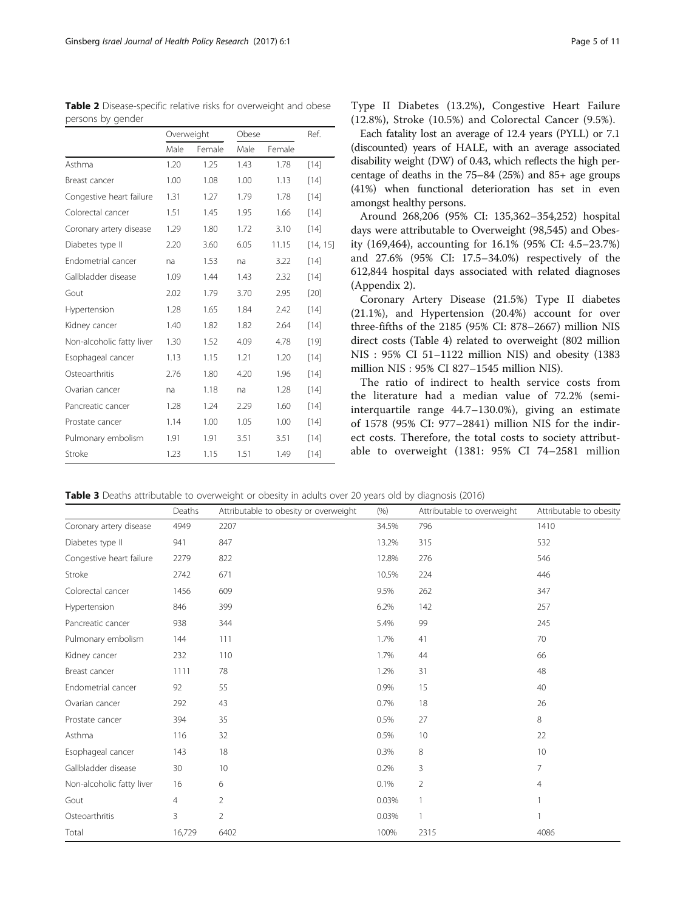**Table 2** Disease-specific relative risks for overweight and obese persons by gender

| | Overweight | | Obese | | Ref. |
|---|---|---|---|---|---|
| | Male | Female | Male | Female | |
| Asthma | 1.20 | 1.25 | 1.43 | 1.78 | [14] |
| Breast cancer | 1.00 | 1.08 | 1.00 | 1.13 | [14] |
| Congestive heart failure | 1.31 | 1.27 | 1.79 | 1.78 | [14] |
| Colorectal cancer | 1.51 | 1.45 | 1.95 | 1.66 | [14] |
| Coronary artery disease | 1.29 | 1.80 | 1.72 | 3.10 | [14] |
| Diabetes type II | 2.20 | 3.60 | 6.05 | 11.15 | [14, 15] |
| Endometrial cancer | na | 1.53 | na | 3.22 | [14] |
| Gallbladder disease | 1.09 | 1.44 | 1.43 | 2.32 | [14] |
| Gout | 2.02 | 1.79 | 3.70 | 2.95 | [20] |
| Hypertension | 1.28 | 1.65 | 1.84 | 2.42 | [14] |
| Kidney cancer | 1.40 | 1.82 | 1.82 | 2.64 | [14] |
| Non-alcoholic fatty liver | 1.30 | 1.52 | 4.09 | 4.78 | [19] |
| Esophageal cancer | 1.13 | 1.15 | 1.21 | 1.20 | [14] |
| Osteoarthritis | 2.76 | 1.80 | 4.20 | 1.96 | [14] |
| Ovarian cancer | na | 1.18 | na | 1.28 | [14] |
| Pancreatic cancer | 1.28 | 1.24 | 2.29 | 1.60 | [14] |
| Prostate cancer | 1.14 | 1.00 | 1.05 | 1.00 | [14] |
| Pulmonary embolism | 1.91 | 1.91 | 3.51 | 3.51 | [14] |
| Stroke | 1.23 | 1.15 | 1.51 | 1.49 | [14] |

Type II Diabetes (13.2%), Congestive Heart Failure (12.8%), Stroke (10.5%) and Colorectal Cancer (9.5%).

Each fatality lost an average of 12.4 years (PYLL) or 7.1 (discounted) years of HALE, with an average associated disability weight (DW) of 0.43, which reflects the high percentage of deaths in the 75–84 (25%) and 85+ age groups (41%) when functional deterioration has set in even amongst healthy persons.

Around 268,206 (95% CI: 135,362–354,252) hospital days were attributable to Overweight (98,545) and Obesity (169,464), accounting for 16.1% (95% CI: 4.5–23.7%) and 27.6% (95% CI: 17.5–34.0%) respectively of the 612,844 hospital days associated with related diagnoses (Appendix 2).

Coronary Artery Disease (21.5%) Type II diabetes (21.1%), and Hypertension (20.4%) account for over three-fifths of the 2185 (95% CI: 878–2667) million NIS direct costs (Table 4) related to overweight (802 million NIS : 95% CI 51–1122 million NIS) and obesity (1383 million NIS : 95% CI 827–1545 million NIS).

The ratio of indirect to health service costs from the literature had a median value of 72.2% (semi-interquartile range 44.7–130.0%), giving an estimate of 1578 (95% CI: 977–2841) million NIS for the indirect costs. Therefore, the total costs to society attributable to overweight (1381: 95% CI 74–2581 million

**Table 3** Deaths attributable to overweight or obesity in adults over 20 years old by diagnosis (2016)

| | Deaths | Attributable to obesity or overweight | (%) | Attributable to overweight | Attributable to obesity |
|---|---|---|---|---|---|
| Coronary artery disease | 4949 | 2207 | 34.5% | 796 | 1410 |
| Diabetes type II | 941 | 847 | 13.2% | 315 | 532 |
| Congestive heart failure | 2279 | 822 | 12.8% | 276 | 546 |
| Stroke | 2742 | 671 | 10.5% | 224 | 446 |
| Colorectal cancer | 1456 | 609 | 9.5% | 262 | 347 |
| Hypertension | 846 | 399 | 6.2% | 142 | 257 |
| Pancreatic cancer | 938 | 344 | 5.4% | 99 | 245 |
| Pulmonary embolism | 144 | 111 | 1.7% | 41 | 70 |
| Kidney cancer | 232 | 110 | 1.7% | 44 | 66 |
| Breast cancer | 1111 | 78 | 1.2% | 31 | 48 |
| Endometrial cancer | 92 | 55 | 0.9% | 15 | 40 |
| Ovarian cancer | 292 | 43 | 0.7% | 18 | 26 |
| Prostate cancer | 394 | 35 | 0.5% | 27 | 8 |
| Asthma | 116 | 32 | 0.5% | 10 | 22 |
| Esophageal cancer | 143 | 18 | 0.3% | 8 | 10 |
| Gallbladder disease | 30 | 10 | 0.2% | 3 | 7 |
| Non-alcoholic fatty liver | 16 | 6 | 0.1% | 2 | 4 |
| Gout | 4 | 2 | 0.03% | 1 | 1 |
| Osteoarthritis | 3 | 2 | 0.03% | 1 | 1 |
| Total | 16,729 | 6402 | 100% | 2315 | 4086 |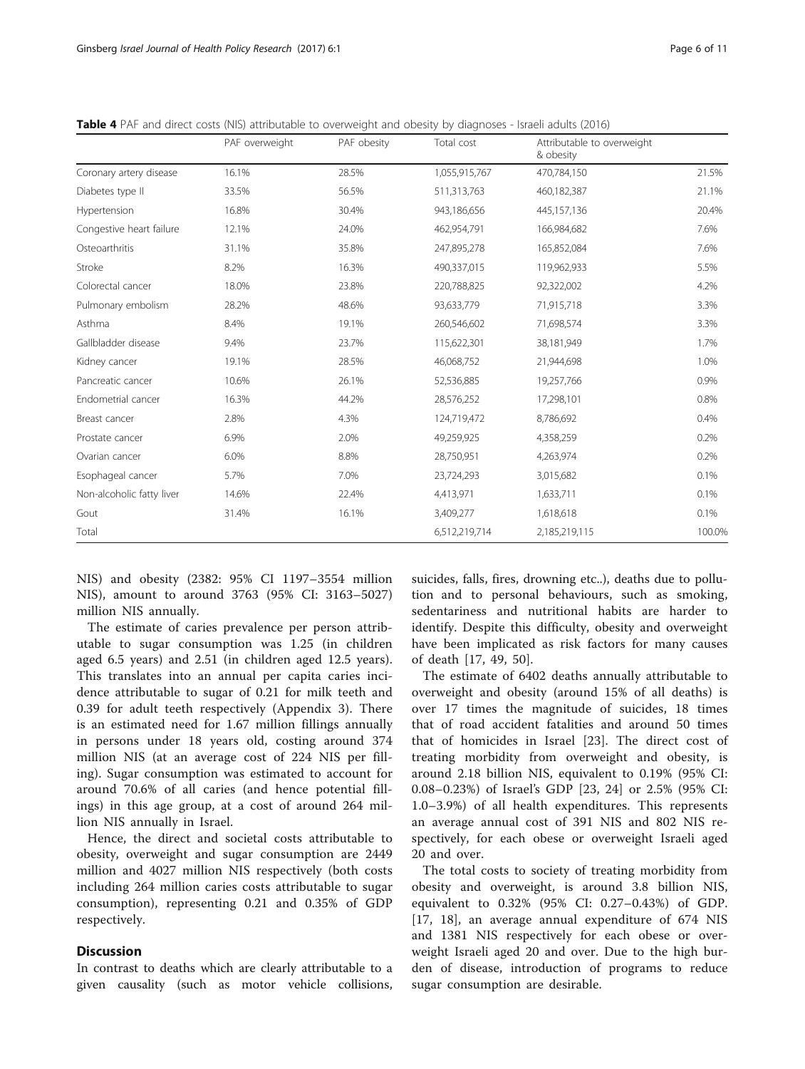**Table 4** PAF and direct costs (NIS) attributable to overweight and obesity by diagnoses - Israeli adults (2016)

| | PAF overweight | PAF obesity | Total cost | Attributable to overweight & obesity | |
|---|---|---|---|---|---|
| Coronary artery disease | 16.1% | 28.5% | 1,055,915,767 | 470,784,150 | 21.5% |
| Diabetes type II | 33.5% | 56.5% | 511,313,763 | 460,182,387 | 21.1% |
| Hypertension | 16.8% | 30.4% | 943,186,656 | 445,157,136 | 20.4% |
| Congestive heart failure | 12.1% | 24.0% | 462,954,791 | 166,984,682 | 7.6% |
| Osteoarthritis | 31.1% | 35.8% | 247,895,278 | 165,852,084 | 7.6% |
| Stroke | 8.2% | 16.3% | 490,337,015 | 119,962,933 | 5.5% |
| Colorectal cancer | 18.0% | 23.8% | 220,788,825 | 92,322,002 | 4.2% |
| Pulmonary embolism | 28.2% | 48.6% | 93,633,779 | 71,915,718 | 3.3% |
| Asthma | 8.4% | 19.1% | 260,546,602 | 71,698,574 | 3.3% |
| Gallbladder disease | 9.4% | 23.7% | 115,622,301 | 38,181,949 | 1.7% |
| Kidney cancer | 19.1% | 28.5% | 46,068,752 | 21,944,698 | 1.0% |
| Pancreatic cancer | 10.6% | 26.1% | 52,536,885 | 19,257,766 | 0.9% |
| Endometrial cancer | 16.3% | 44.2% | 28,576,252 | 17,298,101 | 0.8% |
| Breast cancer | 2.8% | 4.3% | 124,719,472 | 8,786,692 | 0.4% |
| Prostate cancer | 6.9% | 2.0% | 49,259,925 | 4,358,259 | 0.2% |
| Ovarian cancer | 6.0% | 8.8% | 28,750,951 | 4,263,974 | 0.2% |
| Esophageal cancer | 5.7% | 7.0% | 23,724,293 | 3,015,682 | 0.1% |
| Non-alcoholic fatty liver | 14.6% | 22.4% | 4,413,971 | 1,633,711 | 0.1% |
| Gout | 31.4% | 16.1% | 3,409,277 | 1,618,618 | 0.1% |
| Total | | | 6,512,219,714 | 2,185,219,115 | 100.0% |

NIS) and obesity (2382: 95% CI 1197–3554 million NIS), amount to around 3763 (95% CI: 3163–5027) million NIS annually.

The estimate of caries prevalence per person attributable to sugar consumption was 1.25 (in children aged 6.5 years) and 2.51 (in children aged 12.5 years). This translates into an annual per capita caries incidence attributable to sugar of 0.21 for milk teeth and 0.39 for adult teeth respectively (Appendix 3). There is an estimated need for 1.67 million fillings annually in persons under 18 years old, costing around 374 million NIS (at an average cost of 224 NIS per filling). Sugar consumption was estimated to account for around 70.6% of all caries (and hence potential fillings) in this age group, at a cost of around 264 million NIS annually in Israel.

Hence, the direct and societal costs attributable to obesity, overweight and sugar consumption are 2449 million and 4027 million NIS respectively (both costs including 264 million caries costs attributable to sugar consumption), representing 0.21 and 0.35% of GDP respectively.

## Discussion

In contrast to deaths which are clearly attributable to a given causality (such as motor vehicle collisions, suicides, falls, fires, drowning etc..), deaths due to pollution and to personal behaviours, such as smoking, sedentariness and nutritional habits are harder to identify. Despite this difficulty, obesity and overweight have been implicated as risk factors for many causes of death [17, 49, 50].

The estimate of 6402 deaths annually attributable to overweight and obesity (around 15% of all deaths) is over 17 times the magnitude of suicides, 18 times that of road accident fatalities and around 50 times that of homicides in Israel [23]. The direct cost of treating morbidity from overweight and obesity, is around 2.18 billion NIS, equivalent to 0.19% (95% CI: 0.08–0.23%) of Israel's GDP [23, 24] or 2.5% (95% CI: 1.0–3.9%) of all health expenditures. This represents an average annual cost of 391 NIS and 802 NIS respectively, for each obese or overweight Israeli aged 20 and over.

The total costs to society of treating morbidity from obesity and overweight, is around 3.8 billion NIS, equivalent to 0.32% (95% CI: 0.27–0.43%) of GDP. [17, 18], an average annual expenditure of 674 NIS and 1381 NIS respectively for each obese or overweight Israeli aged 20 and over. Due to the high burden of disease, introduction of programs to reduce sugar consumption are desirable.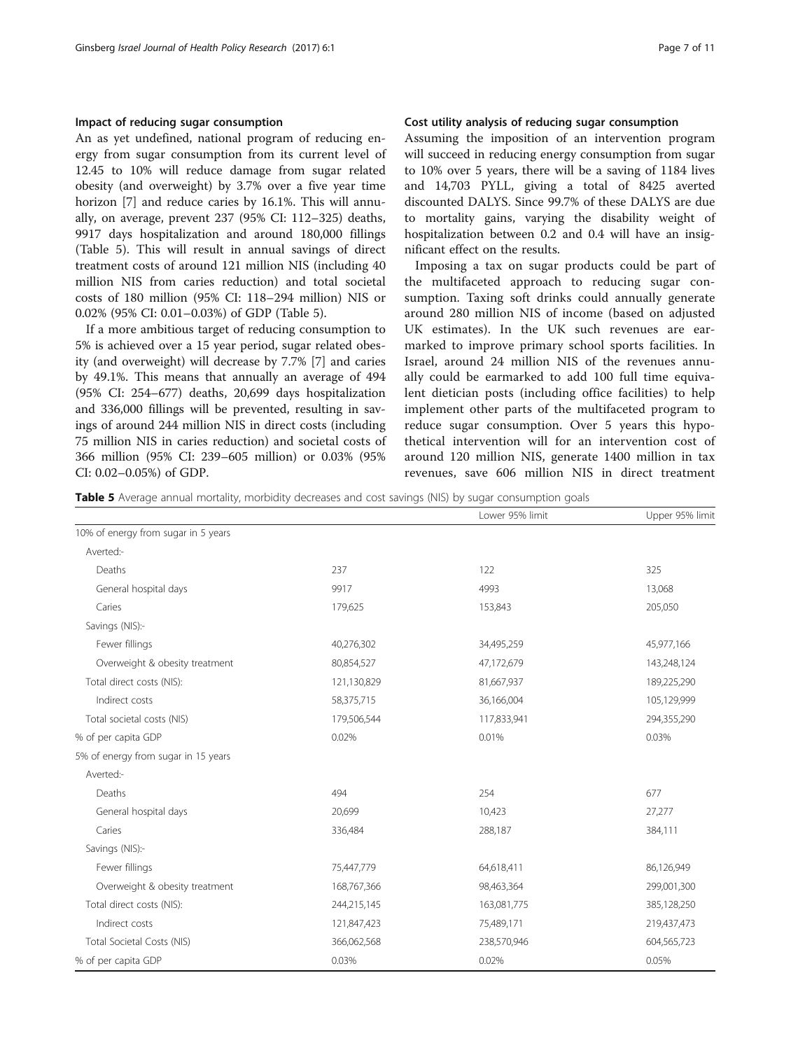### Impact of reducing sugar consumption

An as yet undefined, national program of reducing energy from sugar consumption from its current level of 12.45 to 10% will reduce damage from sugar related obesity (and overweight) by 3.7% over a five year time horizon [7] and reduce caries by 16.1%. This will annually, on average, prevent 237 (95% CI: 112–325) deaths, 9917 days hospitalization and around 180,000 fillings (Table 5). This will result in annual savings of direct treatment costs of around 121 million NIS (including 40 million NIS from caries reduction) and total societal costs of 180 million (95% CI: 118–294 million) NIS or 0.02% (95% CI: 0.01–0.03%) of GDP (Table 5).

If a more ambitious target of reducing consumption to 5% is achieved over a 15 year period, sugar related obesity (and overweight) will decrease by 7.7% [7] and caries by 49.1%. This means that annually an average of 494 (95% CI: 254–677) deaths, 20,699 days hospitalization and 336,000 fillings will be prevented, resulting in savings of around 244 million NIS in direct costs (including 75 million NIS in caries reduction) and societal costs of 366 million (95% CI: 239–605 million) or 0.03% (95% CI: 0.02–0.05%) of GDP.

### Cost utility analysis of reducing sugar consumption

Assuming the imposition of an intervention program will succeed in reducing energy consumption from sugar to 10% over 5 years, there will be a saving of 1184 lives and 14,703 PYLL, giving a total of 8425 averted discounted DALYS. Since 99.7% of these DALYS are due to mortality gains, varying the disability weight of hospitalization between 0.2 and 0.4 will have an insignificant effect on the results.

Imposing a tax on sugar products could be part of the multifaceted approach to reducing sugar consumption. Taxing soft drinks could annually generate around 280 million NIS of income (based on adjusted UK estimates). In the UK such revenues are earmarked to improve primary school sports facilities. In Israel, around 24 million NIS of the revenues annually could be earmarked to add 100 full time equivalent dietician posts (including office facilities) to help implement other parts of the multifaceted program to reduce sugar consumption. Over 5 years this hypothetical intervention will for an intervention cost of around 120 million NIS, generate 1400 million in tax revenues, save 606 million NIS in direct treatment

**Table 5** Average annual mortality, morbidity decreases and cost savings (NIS) by sugar consumption goals

| | | Lower 95% limit | Upper 95% limit |
|---|---|---|---|
| 10% of energy from sugar in 5 years | | | |
| Averted:- | | | |
| Deaths | 237 | 122 | 325 |
| General hospital days | 9917 | 4993 | 13,068 |
| Caries | 179,625 | 153,843 | 205,050 |
| Savings (NIS):- | | | |
| Fewer fillings | 40,276,302 | 34,495,259 | 45,977,166 |
| Overweight & obesity treatment | 80,854,527 | 47,172,679 | 143,248,124 |
| Total direct costs (NIS): | 121,130,829 | 81,667,937 | 189,225,290 |
| Indirect costs | 58,375,715 | 36,166,004 | 105,129,999 |
| Total societal costs (NIS) | 179,506,544 | 117,833,941 | 294,355,290 |
| % of per capita GDP | 0.02% | 0.01% | 0.03% |
| 5% of energy from sugar in 15 years | | | |
| Averted:- | | | |
| Deaths | 494 | 254 | 677 |
| General hospital days | 20,699 | 10,423 | 27,277 |
| Caries | 336,484 | 288,187 | 384,111 |
| Savings (NIS):- | | | |
| Fewer fillings | 75,447,779 | 64,618,411 | 86,126,949 |
| Overweight & obesity treatment | 168,767,366 | 98,463,364 | 299,001,300 |
| Total direct costs (NIS): | 244,215,145 | 163,081,775 | 385,128,250 |
| Indirect costs | 121,847,423 | 75,489,171 | 219,437,473 |
| Total Societal Costs (NIS) | 366,062,568 | 238,570,946 | 604,565,723 |
| % of per capita GDP | 0.03% | 0.02% | 0.05% |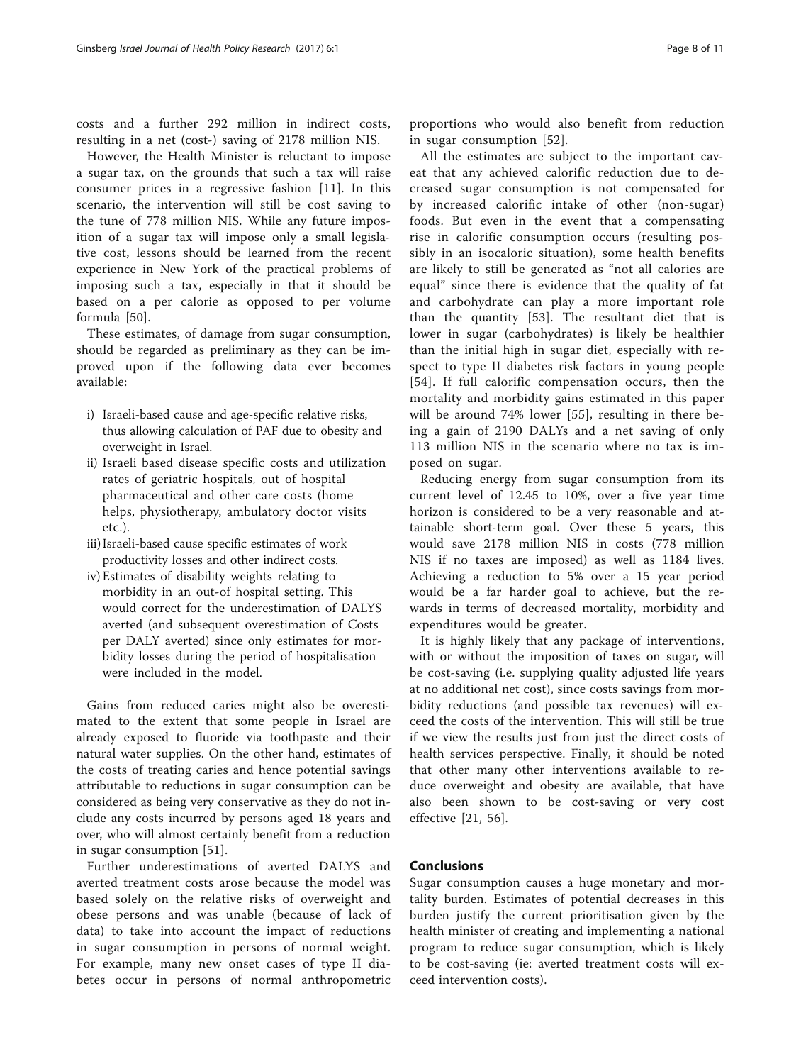costs and a further 292 million in indirect costs, resulting in a net (cost-) saving of 2178 million NIS.

However, the Health Minister is reluctant to impose a sugar tax, on the grounds that such a tax will raise consumer prices in a regressive fashion [11]. In this scenario, the intervention will still be cost saving to the tune of 778 million NIS. While any future imposition of a sugar tax will impose only a small legislative cost, lessons should be learned from the recent experience in New York of the practical problems of imposing such a tax, especially in that it should be based on a per calorie as opposed to per volume formula [50].

These estimates, of damage from sugar consumption, should be regarded as preliminary as they can be improved upon if the following data ever becomes available:

i) Israeli-based cause and age-specific relative risks, thus allowing calculation of PAF due to obesity and overweight in Israel.
ii) Israeli based disease specific costs and utilization rates of geriatric hospitals, out of hospital pharmaceutical and other care costs (home helps, physiotherapy, ambulatory doctor visits etc.).
iii) Israeli-based cause specific estimates of work productivity losses and other indirect costs.
iv) Estimates of disability weights relating to morbidity in an out-of hospital setting. This would correct for the underestimation of DALYS averted (and subsequent overestimation of Costs per DALY averted) since only estimates for morbidity losses during the period of hospitalisation were included in the model.

Gains from reduced caries might also be overestimated to the extent that some people in Israel are already exposed to fluoride via toothpaste and their natural water supplies. On the other hand, estimates of the costs of treating caries and hence potential savings attributable to reductions in sugar consumption can be considered as being very conservative as they do not include any costs incurred by persons aged 18 years and over, who will almost certainly benefit from a reduction in sugar consumption [51].

Further underestimations of averted DALYS and averted treatment costs arose because the model was based solely on the relative risks of overweight and obese persons and was unable (because of lack of data) to take into account the impact of reductions in sugar consumption in persons of normal weight. For example, many new onset cases of type II diabetes occur in persons of normal anthropometric proportions who would also benefit from reduction in sugar consumption [52].

All the estimates are subject to the important caveat that any achieved calorific reduction due to decreased sugar consumption is not compensated for by increased calorific intake of other (non-sugar) foods. But even in the event that a compensating rise in calorific consumption occurs (resulting possibly in an isocaloric situation), some health benefits are likely to still be generated as "not all calories are equal" since there is evidence that the quality of fat and carbohydrate can play a more important role than the quantity [53]. The resultant diet that is lower in sugar (carbohydrates) is likely be healthier than the initial high in sugar diet, especially with respect to type II diabetes risk factors in young people [54]. If full calorific compensation occurs, then the mortality and morbidity gains estimated in this paper will be around 74% lower [55], resulting in there being a gain of 2190 DALYs and a net saving of only 113 million NIS in the scenario where no tax is imposed on sugar.

Reducing energy from sugar consumption from its current level of 12.45 to 10%, over a five year time horizon is considered to be a very reasonable and attainable short-term goal. Over these 5 years, this would save 2178 million NIS in costs (778 million NIS if no taxes are imposed) as well as 1184 lives. Achieving a reduction to 5% over a 15 year period would be a far harder goal to achieve, but the rewards in terms of decreased mortality, morbidity and expenditures would be greater.

It is highly likely that any package of interventions, with or without the imposition of taxes on sugar, will be cost-saving (i.e. supplying quality adjusted life years at no additional net cost), since costs savings from morbidity reductions (and possible tax revenues) will exceed the costs of the intervention. This will still be true if we view the results just from just the direct costs of health services perspective. Finally, it should be noted that other many other interventions available to reduce overweight and obesity are available, that have also been shown to be cost-saving or very cost effective [21, 56].

## Conclusions

Sugar consumption causes a huge monetary and mortality burden. Estimates of potential decreases in this burden justify the current prioritisation given by the health minister of creating and implementing a national program to reduce sugar consumption, which is likely to be cost-saving (ie: averted treatment costs will exceed intervention costs).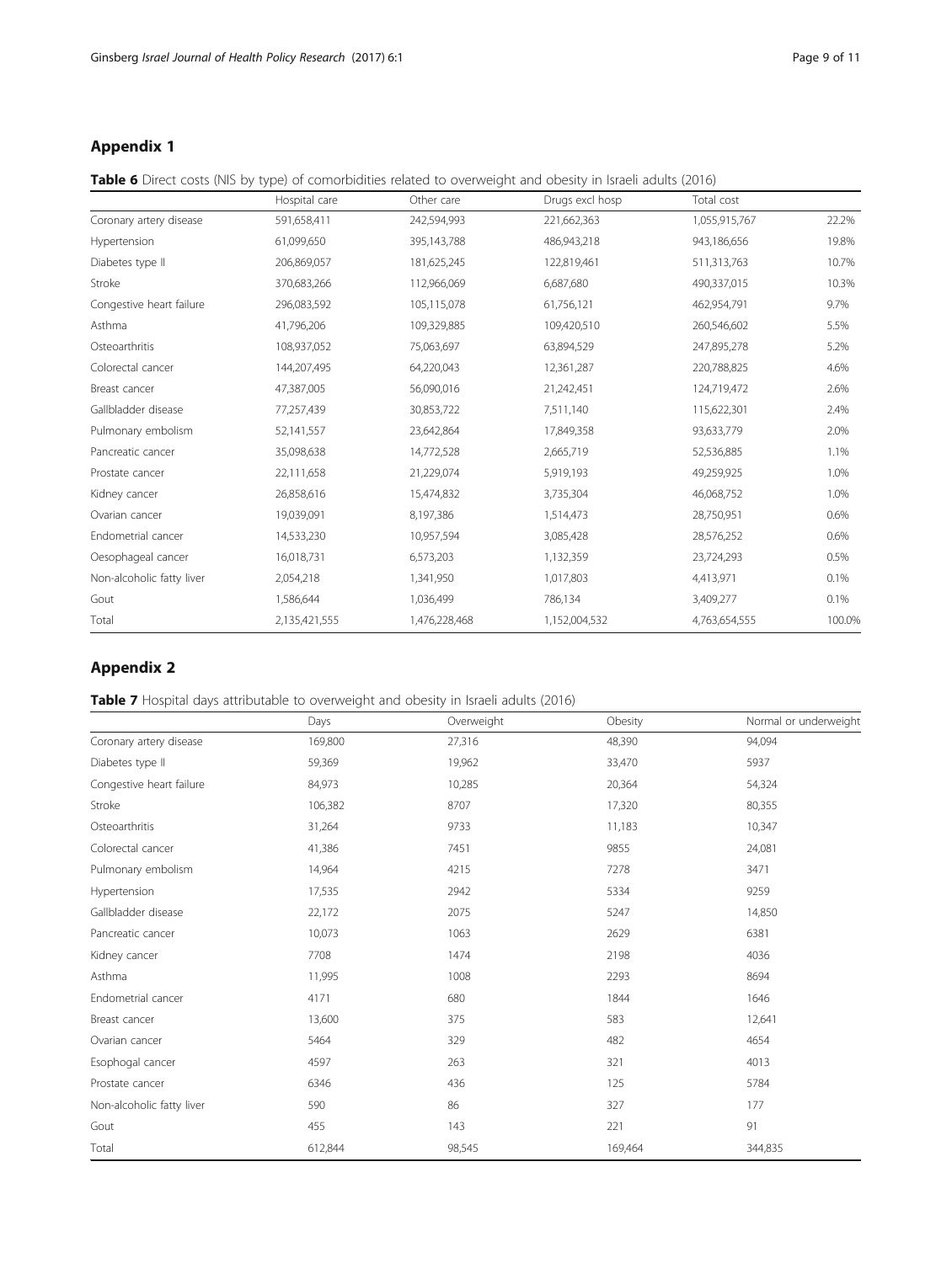## Appendix 1

**Table 6** Direct costs (NIS by type) of comorbidities related to overweight and obesity in Israeli adults (2016)

| | Hospital care | Other care | Drugs excl hosp | Total cost | |
|---|---|---|---|---|---|
| Coronary artery disease | 591,658,411 | 242,594,993 | 221,662,363 | 1,055,915,767 | 22.2% |
| Hypertension | 61,099,650 | 395,143,788 | 486,943,218 | 943,186,656 | 19.8% |
| Diabetes type II | 206,869,057 | 181,625,245 | 122,819,461 | 511,313,763 | 10.7% |
| Stroke | 370,683,266 | 112,966,069 | 6,687,680 | 490,337,015 | 10.3% |
| Congestive heart failure | 296,083,592 | 105,115,078 | 61,756,121 | 462,954,791 | 9.7% |
| Asthma | 41,796,206 | 109,329,885 | 109,420,510 | 260,546,602 | 5.5% |
| Osteoarthritis | 108,937,052 | 75,063,697 | 63,894,529 | 247,895,278 | 5.2% |
| Colorectal cancer | 144,207,495 | 64,220,043 | 12,361,287 | 220,788,825 | 4.6% |
| Breast cancer | 47,387,005 | 56,090,016 | 21,242,451 | 124,719,472 | 2.6% |
| Gallbladder disease | 77,257,439 | 30,853,722 | 7,511,140 | 115,622,301 | 2.4% |
| Pulmonary embolism | 52,141,557 | 23,642,864 | 17,849,358 | 93,633,779 | 2.0% |
| Pancreatic cancer | 35,098,638 | 14,772,528 | 2,665,719 | 52,536,885 | 1.1% |
| Prostate cancer | 22,111,658 | 21,229,074 | 5,919,193 | 49,259,925 | 1.0% |
| Kidney cancer | 26,858,616 | 15,474,832 | 3,735,304 | 46,068,752 | 1.0% |
| Ovarian cancer | 19,039,091 | 8,197,386 | 1,514,473 | 28,750,951 | 0.6% |
| Endometrial cancer | 14,533,230 | 10,957,594 | 3,085,428 | 28,576,252 | 0.6% |
| Oesophageal cancer | 16,018,731 | 6,573,203 | 1,132,359 | 23,724,293 | 0.5% |
| Non-alcoholic fatty liver | 2,054,218 | 1,341,950 | 1,017,803 | 4,413,971 | 0.1% |
| Gout | 1,586,644 | 1,036,499 | 786,134 | 3,409,277 | 0.1% |
| Total | 2,135,421,555 | 1,476,228,468 | 1,152,004,532 | 4,763,654,555 | 100.0% |

## Appendix 2

**Table 7** Hospital days attributable to overweight and obesity in Israeli adults (2016)

| | Days | Overweight | Obesity | Normal or underweight |
|---|---|---|---|---|
| Coronary artery disease | 169,800 | 27,316 | 48,390 | 94,094 |
| Diabetes type II | 59,369 | 19,962 | 33,470 | 5937 |
| Congestive heart failure | 84,973 | 10,285 | 20,364 | 54,324 |
| Stroke | 106,382 | 8707 | 17,320 | 80,355 |
| Osteoarthritis | 31,264 | 9733 | 11,183 | 10,347 |
| Colorectal cancer | 41,386 | 7451 | 9855 | 24,081 |
| Pulmonary embolism | 14,964 | 4215 | 7278 | 3471 |
| Hypertension | 17,535 | 2942 | 5334 | 9259 |
| Gallbladder disease | 22,172 | 2075 | 5247 | 14,850 |
| Pancreatic cancer | 10,073 | 1063 | 2629 | 6381 |
| Kidney cancer | 7708 | 1474 | 2198 | 4036 |
| Asthma | 11,995 | 1008 | 2293 | 8694 |
| Endometrial cancer | 4171 | 680 | 1844 | 1646 |
| Breast cancer | 13,600 | 375 | 583 | 12,641 |
| Ovarian cancer | 5464 | 329 | 482 | 4654 |
| Esophogal cancer | 4597 | 263 | 321 | 4013 |
| Prostate cancer | 6346 | 436 | 125 | 5784 |
| Non-alcoholic fatty liver | 590 | 86 | 327 | 177 |
| Gout | 455 | 143 | 221 | 91 |
| Total | 612,844 | 98,545 | 169,464 | 344,835 |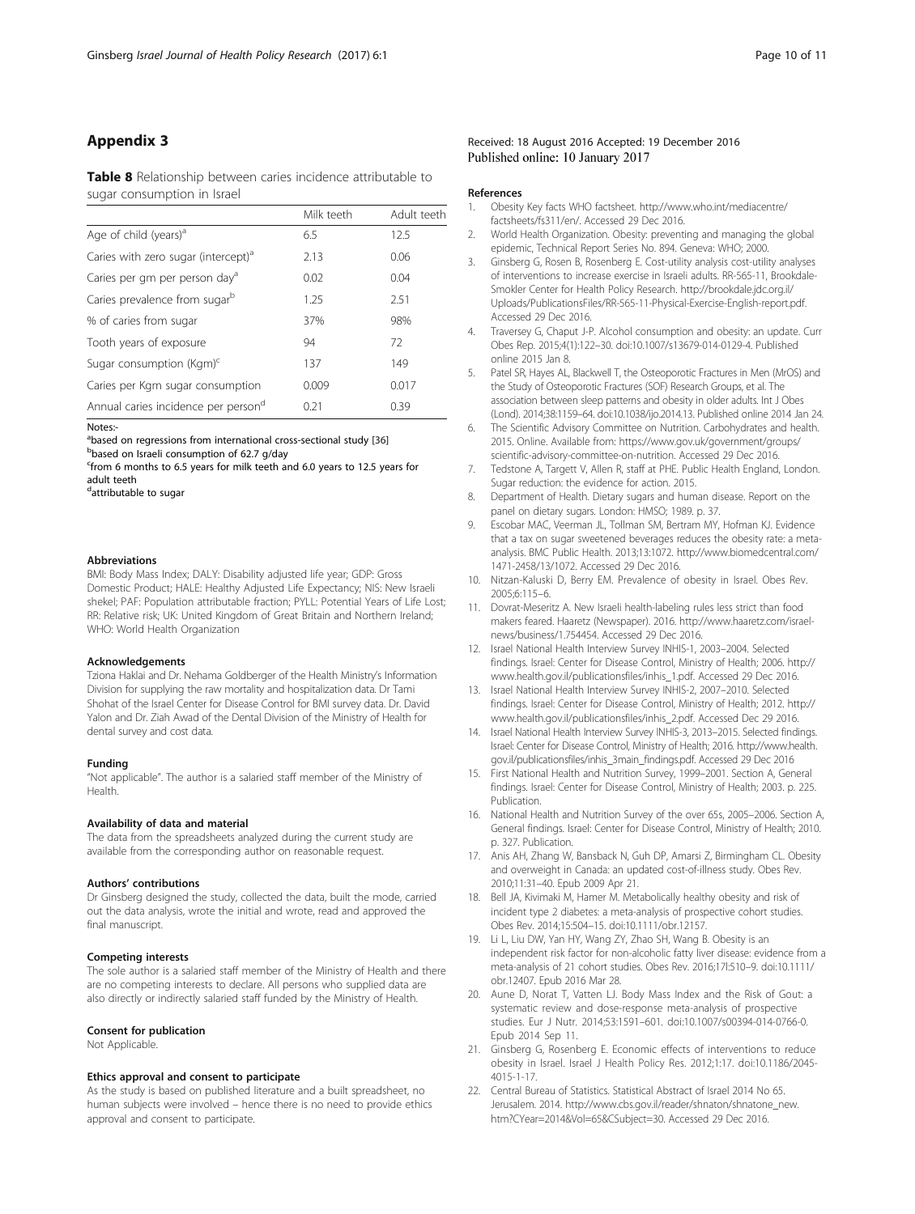## Appendix 3

**Table 8** Relationship between caries incidence attributable to sugar consumption in Israel

| | Milk teeth | Adult teeth |
|---|---|---|
| Age of child (years)[a] | 6.5 | 12.5 |
| Caries with zero sugar (intercept)[a] | 2.13 | 0.06 |
| Caries per gm per person day[a] | 0.02 | 0.04 |
| Caries prevalence from sugar[b] | 1.25 | 2.51 |
| % of caries from sugar | 37% | 98% |
| Tooth years of exposure | 94 | 72 |
| Sugar consumption (Kgm)[c] | 137 | 149 |
| Caries per Kgm sugar consumption | 0.009 | 0.017 |
| Annual caries incidence per person[d] | 0.21 | 0.39 |

Notes:-
[a]based on regressions from international cross-sectional study [36]
[b]based on Israeli consumption of 62.7 g/day
[c]from 6 months to 6.5 years for milk teeth and 6.0 years to 12.5 years for adult teeth
[d]attributable to sugar

#### Abbreviations

BMI: Body Mass Index; DALY: Disability adjusted life year; GDP: Gross Domestic Product; HALE: Healthy Adjusted Life Expectancy; NIS: New Israeli shekel; PAF: Population attributable fraction; PYLL: Potential Years of Life Lost; RR: Relative risk; UK: United Kingdom of Great Britain and Northern Ireland; WHO: World Health Organization

#### Acknowledgements

Tziona Haklai and Dr. Nehama Goldberger of the Health Ministry's Information Division for supplying the raw mortality and hospitalization data. Dr Tami Shohat of the Israel Center for Disease Control for BMI survey data. Dr. David Yalon and Dr. Ziah Awad of the Dental Division of the Ministry of Health for dental survey and cost data.

#### Funding

"Not applicable". The author is a salaried staff member of the Ministry of Health.

#### Availability of data and material

The data from the spreadsheets analyzed during the current study are available from the corresponding author on reasonable request.

#### Authors' contributions

Dr Ginsberg designed the study, collected the data, built the mode, carried out the data analysis, wrote the initial and wrote, read and approved the final manuscript.

#### Competing interests

The sole author is a salaried staff member of the Ministry of Health and there are no competing interests to declare. All persons who supplied data are also directly or indirectly salaried staff funded by the Ministry of Health.

#### Consent for publication

Not Applicable.

#### Ethics approval and consent to participate

As the study is based on published literature and a built spreadsheet, no human subjects were involved – hence there is no need to provide ethics approval and consent to participate.

Received: 18 August 2016 Accepted: 19 December 2016
Published online: 10 January 2017

#### References

1. Obesity Key facts WHO factsheet. http://www.who.int/mediacentre/factsheets/fs311/en/. Accessed 29 Dec 2016.
2. World Health Organization. Obesity: preventing and managing the global epidemic, Technical Report Series No. 894. Geneva: WHO; 2000.
3. Ginsberg G, Rosen B, Rosenberg E. Cost-utility analysis cost-utility analyses of interventions to increase exercise in Israeli adults. RR-565-11, Brookdale-Smokler Center for Health Policy Research. http://brookdale.jdc.org.il/Uploads/PublicationsFiles/RR-565-11-Physical-Exercise-English-report.pdf. Accessed 29 Dec 2016.
4. Traversey G, Chaput J-P. Alcohol consumption and obesity: an update. Curr Obes Rep. 2015;4(1):122–30. doi:10.1007/s13679-014-0129-4. Published online 2015 Jan 8.
5. Patel SR, Hayes AL, Blackwell T, the Osteoporotic Fractures in Men (MrOS) and the Study of Osteoporotic Fractures (SOF) Research Groups, et al. The association between sleep patterns and obesity in older adults. Int J Obes (Lond). 2014;38:1159–64. doi:10.1038/ijo.2014.13. Published online 2014 Jan 24.
6. The Scientific Advisory Committee on Nutrition. Carbohydrates and health. 2015. Online. Available from: https://www.gov.uk/government/groups/scientific-advisory-committee-on-nutrition. Accessed 29 Dec 2016.
7. Tedstone A, Targett V, Allen R, staff at PHE. Public Health England, London. Sugar reduction: the evidence for action. 2015.
8. Department of Health. Dietary sugars and human disease. Report on the panel on dietary sugars. London: HMSO; 1989. p. 37.
9. Escobar MAC, Veerman JL, Tollman SM, Bertram MY, Hofman KJ. Evidence that a tax on sugar sweetened beverages reduces the obesity rate: a meta-analysis. BMC Public Health. 2013;13:1072. http://www.biomedcentral.com/1471-2458/13/1072. Accessed 29 Dec 2016.
10. Nitzan-Kaluski D, Berry EM. Prevalence of obesity in Israel. Obes Rev. 2005;6:115–6.
11. Dovrat-Meseritz A. New Israeli health-labeling rules less strict than food makers feared. Haaretz (Newspaper). 2016. http://www.haaretz.com/israel-news/business/1.754454. Accessed 29 Dec 2016.
12. Israel National Health Interview Survey INHIS-1, 2003–2004. Selected findings. Israel: Center for Disease Control, Ministry of Health; 2006. http://www.health.gov.il/publicationsfiles/inhis_1.pdf. Accessed 29 Dec 2016.
13. Israel National Health Interview Survey INHIS-2, 2007–2010. Selected findings. Israel: Center for Disease Control, Ministry of Health; 2012. http://www.health.gov.il/publicationsfiles/inhis_2.pdf. Accessed Dec 29 2016.
14. Israel National Health Interview Survey INHIS-3, 2013–2015. Selected findings. Israel: Center for Disease Control, Ministry of Health; 2016. http://www.health.gov.il/publicationsfiles/inhis_3main_findings.pdf. Accessed 29 Dec 2016
15. First National Health and Nutrition Survey, 1999–2001. Section A, General findings. Israel: Center for Disease Control, Ministry of Health; 2003. p. 225. Publication.
16. National Health and Nutrition Survey of the over 65s, 2005–2006. Section A, General findings. Israel: Center for Disease Control, Ministry of Health; 2010. p. 327. Publication.
17. Anis AH, Zhang W, Bansback N, Guh DP, Amarsi Z, Birmingham CL. Obesity and overweight in Canada: an updated cost-of-illness study. Obes Rev. 2010;11:31–40. Epub 2009 Apr 21.
18. Bell JA, Kivimaki M, Hamer M. Metabolically healthy obesity and risk of incident type 2 diabetes: a meta-analysis of prospective cohort studies. Obes Rev. 2014;15:504–15. doi:10.1111/obr.12157.
19. Li L, Liu DW, Yan HY, Wang ZY, Zhao SH, Wang B. Obesity is an independent risk factor for non-alcoholic fatty liver disease: evidence from a meta-analysis of 21 cohort studies. Obes Rev. 2016;17l:510–9. doi:10.1111/obr.12407. Epub 2016 Mar 28.
20. Aune D, Norat T, Vatten LJ. Body Mass Index and the Risk of Gout: a systematic review and dose-response meta-analysis of prospective studies. Eur J Nutr. 2014;53:1591–601. doi:10.1007/s00394-014-0766-0. Epub 2014 Sep 11.
21. Ginsberg G, Rosenberg E. Economic effects of interventions to reduce obesity in Israel. Israel J Health Policy Res. 2012;1:17. doi:10.1186/2045-4015-1-17.
22. Central Bureau of Statistics. Statistical Abstract of Israel 2014 No 65. Jerusalem. 2014. http://www.cbs.gov.il/reader/shnaton/shnatone_new.htm?CYear=2014&Vol=65&CSubject=30. Accessed 29 Dec 2016.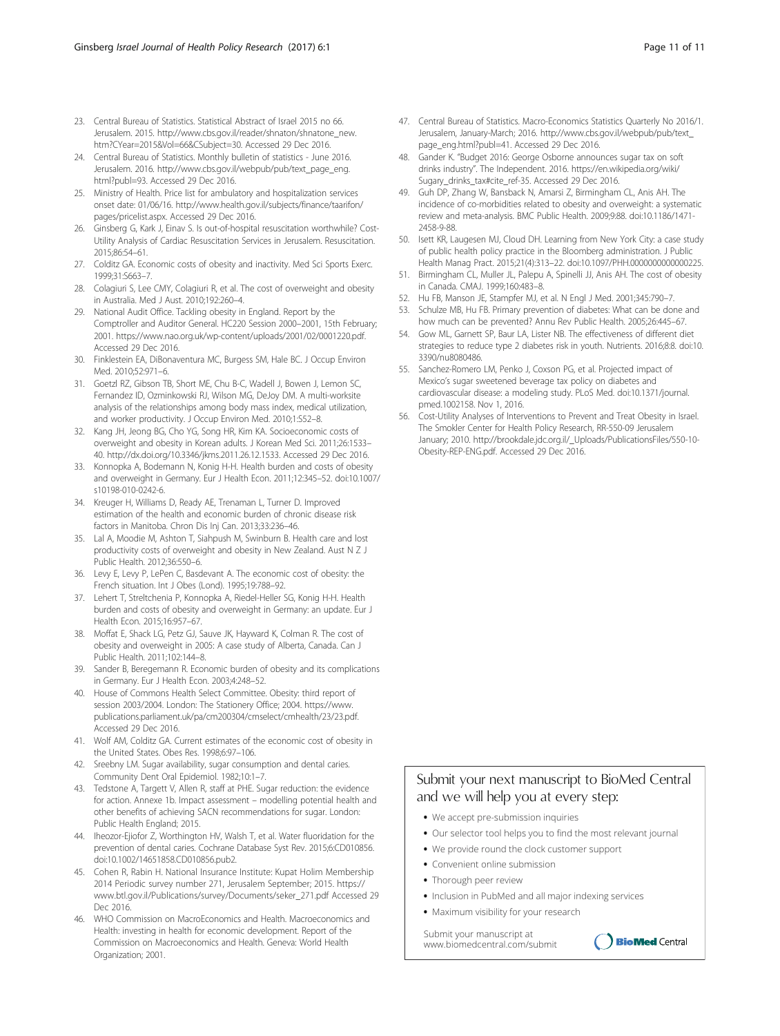23. Central Bureau of Statistics. Statistical Abstract of Israel 2015 no 66. Jerusalem. 2015. http://www.cbs.gov.il/reader/shnaton/shnatone_new.htm?CYear=2015&Vol=66&CSubject=30. Accessed 29 Dec 2016.
24. Central Bureau of Statistics. Monthly bulletin of statistics - June 2016. Jerusalem. 2016. http://www.cbs.gov.il/webpub/pub/text_page_eng.html?publ=93. Accessed 29 Dec 2016.
25. Ministry of Health. Price list for ambulatory and hospitalization services onset date: 01/06/16. http://www.health.gov.il/subjects/finance/taarifon/pages/pricelist.aspx. Accessed 29 Dec 2016.
26. Ginsberg G, Kark J, Einav S. Is out-of-hospital resuscitation worthwhile? Cost-Utility Analysis of Cardiac Resuscitation Services in Jerusalem. Resuscitation. 2015;86:54–61.
27. Colditz GA. Economic costs of obesity and inactivity. Med Sci Sports Exerc. 1999;31:S663–7.
28. Colagiuri S, Lee CMY, Colagiuri R, et al. The cost of overweight and obesity in Australia. Med J Aust. 2010;192:260–4.
29. National Audit Office. Tackling obesity in England. Report by the Comptroller and Auditor General. HC220 Session 2000–2001, 15th February; 2001. https://www.nao.org.uk/wp-content/uploads/2001/02/0001220.pdf. Accessed 29 Dec 2016.
30. Finklestein EA, DiBonaventura MC, Burgess SM, Hale BC. J Occup Environ Med. 2010;52:971–6.
31. Goetzl RZ, Gibson TB, Short ME, Chu B-C, Wadell J, Bowen J, Lemon SC, Fernandez ID, Ozminkowski RJ, Wilson MG, DeJoy DM. A multi-worksite analysis of the relationships among body mass index, medical utilization, and worker productivity. J Occup Environ Med. 2010;1:S52–8.
32. Kang JH, Jeong BG, Cho YG, Song HR, Kim KA. Socioeconomic costs of overweight and obesity in Korean adults. J Korean Med Sci. 2011;26:1533–40. http://dx.doi.org/10.3346/jkms.2011.26.12.1533. Accessed 29 Dec 2016.
33. Konnopka A, Bodemann N, Konig H-H. Health burden and costs of obesity and overweight in Germany. Eur J Health Econ. 2011;12:345–52. doi:10.1007/s10198-010-0242-6.
34. Kreuger H, Williams D, Ready AE, Trenaman L, Turner D. Improved estimation of the health and economic burden of chronic disease risk factors in Manitoba. Chron Dis Inj Can. 2013;33:236–46.
35. Lal A, Moodie M, Ashton T, Siahpush M, Swinburn B. Health care and lost productivity costs of overweight and obesity in New Zealand. Aust N Z J Public Health. 2012;36:550–6.
36. Levy E, Levy P, LePen C, Basdevant A. The economic cost of obesity: the French situation. Int J Obes (Lond). 1995;19:788–92.
37. Lehert T, Streltchenia P, Konnopka A, Riedel-Heller SG, Konig H-H. Health burden and costs of obesity and overweight in Germany: an update. Eur J Health Econ. 2015;16:957–67.
38. Moffat E, Shack LG, Petz GJ, Sauve JK, Hayward K, Colman R. The cost of obesity and overweight in 2005: A case study of Alberta, Canada. Can J Public Health. 2011;102:144–8.
39. Sander B, Beregemann R. Economic burden of obesity and its complications in Germany. Eur J Health Econ. 2003;4:248–52.
40. House of Commons Health Select Committee. Obesity: third report of session 2003/2004. London: The Stationery Office; 2004. https://www.publications.parliament.uk/pa/cm200304/cmselect/cmhealth/23/23.pdf. Accessed 29 Dec 2016.
41. Wolf AM, Colditz GA. Current estimates of the economic cost of obesity in the United States. Obes Res. 1998;6:97–106.
42. Sreebny LM. Sugar availability, sugar consumption and dental caries. Community Dent Oral Epidemiol. 1982;10:1–7.
43. Tedstone A, Targett V, Allen R, staff at PHE. Sugar reduction: the evidence for action. Annexe 1b. Impact assessment – modelling potential health and other benefits of achieving SACN recommendations for sugar. London: Public Health England; 2015.
44. Iheozor-Ejiofor Z, Worthington HV, Walsh T, et al. Water fluoridation for the prevention of dental caries. Cochrane Database Syst Rev. 2015;6:CD010856. doi:10.1002/14651858.CD010856.pub2.
45. Cohen R, Rabin H. National Insurance Institute: Kupat Holim Membership 2014 Periodic survey number 271, Jerusalem September; 2015. https://www.btl.gov.il/Publications/survey/Documents/seker_271.pdf Accessed 29 Dec 2016.
46. WHO Commission on MacroEconomics and Health. Macroeconomics and Health: investing in health for economic development. Report of the Commission on Macroeconomics and Health. Geneva: World Health Organization; 2001.
47. Central Bureau of Statistics. Macro-Economics Statistics Quarterly No 2016/1. Jerusalem, January-March; 2016. http://www.cbs.gov.il/webpub/pub/text_page_eng.html?publ=41. Accessed 29 Dec 2016.
48. Gander K. "Budget 2016: George Osborne announces sugar tax on soft drinks industry". The Independent. 2016. https://en.wikipedia.org/wiki/Sugary_drinks_tax#cite_ref-35. Accessed 29 Dec 2016.
49. Guh DP, Zhang W, Bansback N, Amarsi Z, Birmingham CL, Anis AH. The incidence of co-morbidities related to obesity and overweight: a systematic review and meta-analysis. BMC Public Health. 2009;9:88. doi:10.1186/1471-2458-9-88.
50. Isett KR, Laugesen MJ, Cloud DH. Learning from New York City: a case study of public health policy practice in the Bloomberg administration. J Public Health Manag Pract. 2015;21(4):313–22. doi:10.1097/PHH.0000000000000225.
51. Birmingham CL, Muller JL, Palepu A, Spinelli JJ, Anis AH. The cost of obesity in Canada. CMAJ. 1999;160:483–8.
52. Hu FB, Manson JE, Stampfer MJ, et al. N Engl J Med. 2001;345:790–7.
53. Schulze MB, Hu FB. Primary prevention of diabetes: What can be done and how much can be prevented? Annu Rev Public Health. 2005;26:445–67.
54. Gow ML, Garnett SP, Baur LA, Lister NB. The effectiveness of different diet strategies to reduce type 2 diabetes risk in youth. Nutrients. 2016;8:8. doi:10.3390/nu8080486.
55. Sanchez-Romero LM, Penko J, Coxson PG, et al. Projected impact of Mexico's sugar sweetened beverage tax policy on diabetes and cardiovascular disease: a modeling study. PLoS Med. doi:10.1371/journal.pmed.1002158. Nov 1, 2016.
56. Cost-Utility Analyses of Interventions to Prevent and Treat Obesity in Israel. The Smokler Center for Health Policy Research, RR-550-09 Jerusalem January; 2010. http://brookdale.jdc.org.il/_Uploads/PublicationsFiles/550-10-Obesity-REP-ENG.pdf. Accessed 29 Dec 2016.